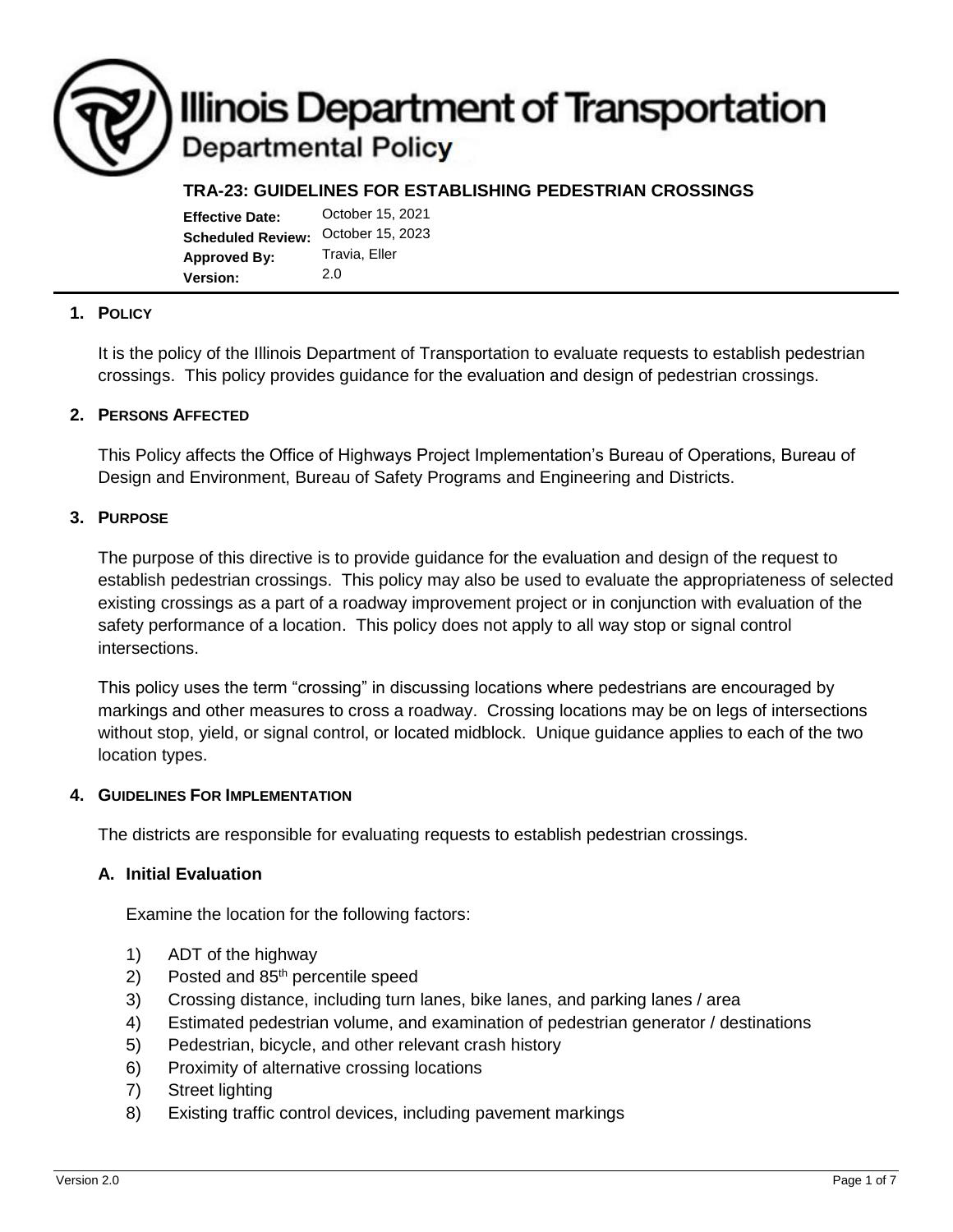# Illinois Department of Transportation

## Departmental Policy

### TRA-23: GUIDELINES FOR ESTABLISHING PEDESTRIAN CROSSINGS

**Effective Date:** October 15, 2021
**Scheduled Review:** October 15, 2023
**Approved By:** Travia, Eller
**Version:** 2.0

---

### 1. POLICY

It is the policy of the Illinois Department of Transportation to evaluate requests to establish pedestrian crossings. This policy provides guidance for the evaluation and design of pedestrian crossings.

### 2. PERSONS AFFECTED

This Policy affects the Office of Highways Project Implementation's Bureau of Operations, Bureau of Design and Environment, Bureau of Safety Programs and Engineering and Districts.

### 3. PURPOSE

The purpose of this directive is to provide guidance for the evaluation and design of the request to establish pedestrian crossings. This policy may also be used to evaluate the appropriateness of selected existing crossings as a part of a roadway improvement project or in conjunction with evaluation of the safety performance of a location. This policy does not apply to all way stop or signal control intersections.

This policy uses the term "crossing" in discussing locations where pedestrians are encouraged by markings and other measures to cross a roadway. Crossing locations may be on legs of intersections without stop, yield, or signal control, or located midblock. Unique guidance applies to each of the two location types.

### 4. GUIDELINES FOR IMPLEMENTATION

The districts are responsible for evaluating requests to establish pedestrian crossings.

#### A. Initial Evaluation

Examine the location for the following factors:

1) ADT of the highway
2) Posted and 85th percentile speed
3) Crossing distance, including turn lanes, bike lanes, and parking lanes / area
4) Estimated pedestrian volume, and examination of pedestrian generator / destinations
5) Pedestrian, bicycle, and other relevant crash history
6) Proximity of alternative crossing locations
7) Street lighting
8) Existing traffic control devices, including pavement markings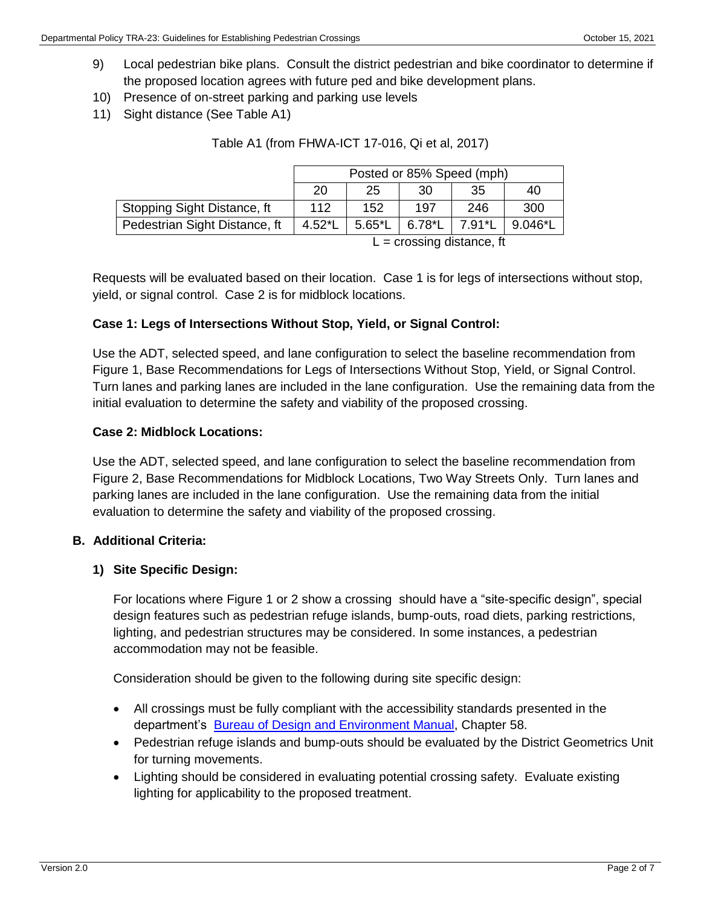9) Local pedestrian bike plans. Consult the district pedestrian and bike coordinator to determine if the proposed location agrees with future ped and bike development plans.
10) Presence of on-street parking and parking use levels
11) Sight distance (See Table A1)

Table A1 (from FHWA-ICT 17-016, Qi et al, 2017)

| | Posted or 85% Speed (mph) | | | | |
|---|---|---|---|---|---|
| | 20 | 25 | 30 | 35 | 40 |
| Stopping Sight Distance, ft | 112 | 152 | 197 | 246 | 300 |
| Pedestrian Sight Distance, ft | 4.52*L | 5.65*L | 6.78*L | 7.91*L | 9.046*L |

L = crossing distance, ft

Requests will be evaluated based on their location. Case 1 is for legs of intersections without stop, yield, or signal control. Case 2 is for midblock locations.

**Case 1: Legs of Intersections Without Stop, Yield, or Signal Control:**

Use the ADT, selected speed, and lane configuration to select the baseline recommendation from Figure 1, Base Recommendations for Legs of Intersections Without Stop, Yield, or Signal Control. Turn lanes and parking lanes are included in the lane configuration. Use the remaining data from the initial evaluation to determine the safety and viability of the proposed crossing.

**Case 2: Midblock Locations:**

Use the ADT, selected speed, and lane configuration to select the baseline recommendation from Figure 2, Base Recommendations for Midblock Locations, Two Way Streets Only. Turn lanes and parking lanes are included in the lane configuration. Use the remaining data from the initial evaluation to determine the safety and viability of the proposed crossing.

## B. Additional Criteria:

### 1) Site Specific Design:

For locations where Figure 1 or 2 show a crossing should have a "site-specific design", special design features such as pedestrian refuge islands, bump-outs, road diets, parking restrictions, lighting, and pedestrian structures may be considered. In some instances, a pedestrian accommodation may not be feasible.

Consideration should be given to the following during site specific design:

- All crossings must be fully compliant with the accessibility standards presented in the department's Bureau of Design and Environment Manual, Chapter 58.
- Pedestrian refuge islands and bump-outs should be evaluated by the District Geometrics Unit for turning movements.
- Lighting should be considered in evaluating potential crossing safety. Evaluate existing lighting for applicability to the proposed treatment.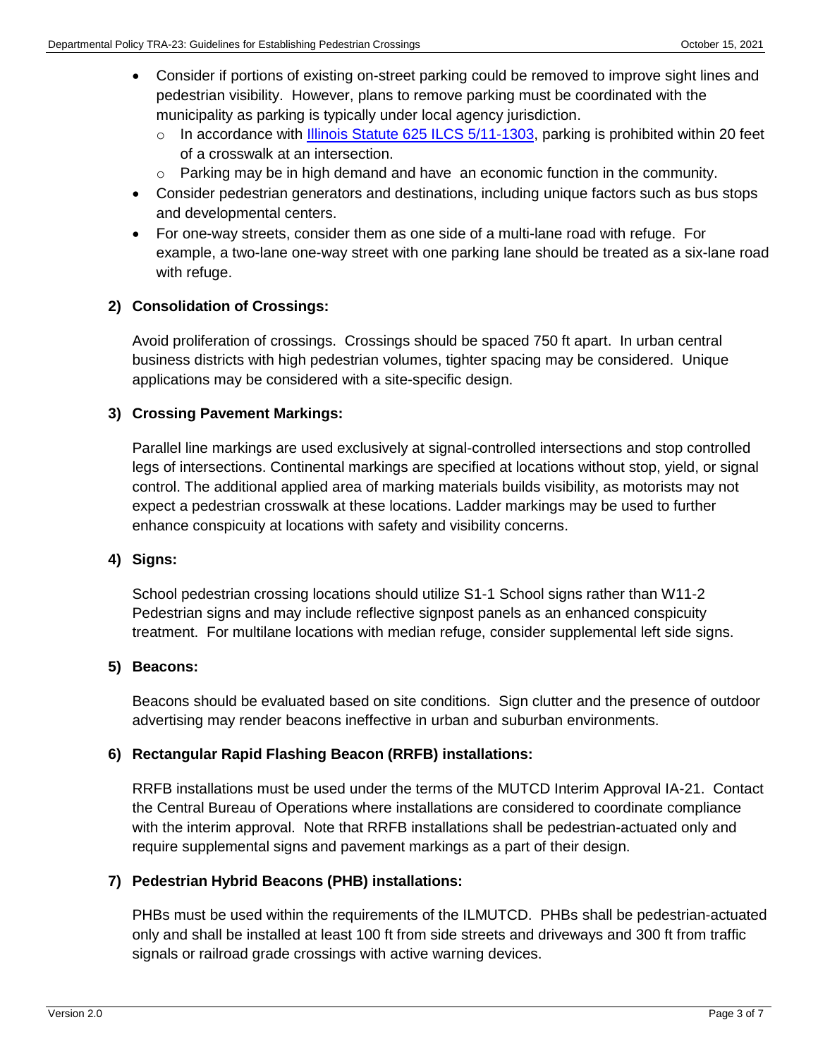- Consider if portions of existing on-street parking could be removed to improve sight lines and pedestrian visibility. However, plans to remove parking must be coordinated with the municipality as parking is typically under local agency jurisdiction.
  - In accordance with Illinois Statute 625 ILCS 5/11-1303, parking is prohibited within 20 feet of a crosswalk at an intersection.
  - Parking may be in high demand and have an economic function in the community.
- Consider pedestrian generators and destinations, including unique factors such as bus stops and developmental centers.
- For one-way streets, consider them as one side of a multi-lane road with refuge. For example, a two-lane one-way street with one parking lane should be treated as a six-lane road with refuge.

**2) Consolidation of Crossings:**

Avoid proliferation of crossings. Crossings should be spaced 750 ft apart. In urban central business districts with high pedestrian volumes, tighter spacing may be considered. Unique applications may be considered with a site-specific design.

**3) Crossing Pavement Markings:**

Parallel line markings are used exclusively at signal-controlled intersections and stop controlled legs of intersections. Continental markings are specified at locations without stop, yield, or signal control. The additional applied area of marking materials builds visibility, as motorists may not expect a pedestrian crosswalk at these locations. Ladder markings may be used to further enhance conspicuity at locations with safety and visibility concerns.

**4) Signs:**

School pedestrian crossing locations should utilize S1-1 School signs rather than W11-2 Pedestrian signs and may include reflective signpost panels as an enhanced conspicuity treatment. For multilane locations with median refuge, consider supplemental left side signs.

**5) Beacons:**

Beacons should be evaluated based on site conditions. Sign clutter and the presence of outdoor advertising may render beacons ineffective in urban and suburban environments.

**6) Rectangular Rapid Flashing Beacon (RRFB) installations:**

RRFB installations must be used under the terms of the MUTCD Interim Approval IA-21. Contact the Central Bureau of Operations where installations are considered to coordinate compliance with the interim approval. Note that RRFB installations shall be pedestrian-actuated only and require supplemental signs and pavement markings as a part of their design.

**7) Pedestrian Hybrid Beacons (PHB) installations:**

PHBs must be used within the requirements of the ILMUTCD. PHBs shall be pedestrian-actuated only and shall be installed at least 100 ft from side streets and driveways and 300 ft from traffic signals or railroad grade crossings with active warning devices.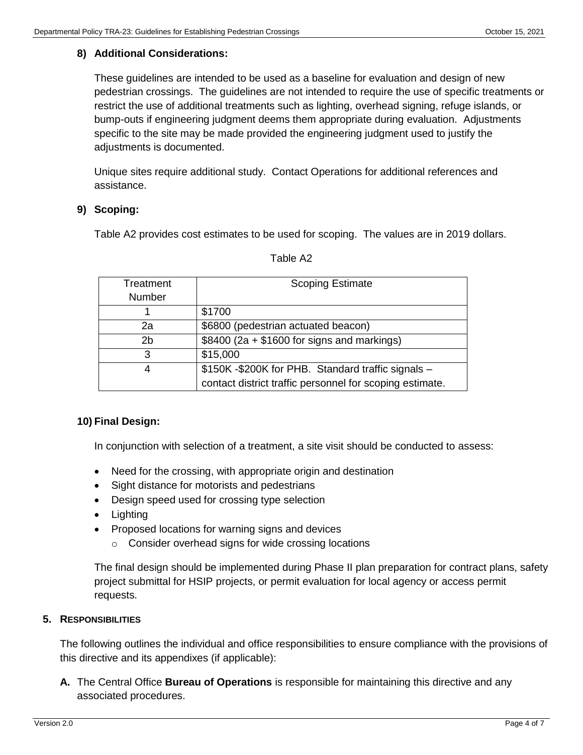### 8) Additional Considerations:

These guidelines are intended to be used as a baseline for evaluation and design of new pedestrian crossings. The guidelines are not intended to require the use of specific treatments or restrict the use of additional treatments such as lighting, overhead signing, refuge islands, or bump-outs if engineering judgment deems them appropriate during evaluation. Adjustments specific to the site may be made provided the engineering judgment used to justify the adjustments is documented.

Unique sites require additional study. Contact Operations for additional references and assistance.

### 9) Scoping:

Table A2 provides cost estimates to be used for scoping. The values are in 2019 dollars.

Table A2

| Treatment Number | Scoping Estimate |
| --- | --- |
| 1 | $1700 |
| 2a | $6800 (pedestrian actuated beacon) |
| 2b | $8400 (2a + $1600 for signs and markings) |
| 3 | $15,000 |
| 4 | $150K -$200K for PHB. Standard traffic signals – contact district traffic personnel for scoping estimate. |

### 10) Final Design:

In conjunction with selection of a treatment, a site visit should be conducted to assess:

- Need for the crossing, with appropriate origin and destination
- Sight distance for motorists and pedestrians
- Design speed used for crossing type selection
- Lighting
- Proposed locations for warning signs and devices
  - Consider overhead signs for wide crossing locations

The final design should be implemented during Phase II plan preparation for contract plans, safety project submittal for HSIP projects, or permit evaluation for local agency or access permit requests.

## 5. RESPONSIBILITIES

The following outlines the individual and office responsibilities to ensure compliance with the provisions of this directive and its appendixes (if applicable):

**A.** The Central Office **Bureau of Operations** is responsible for maintaining this directive and any associated procedures.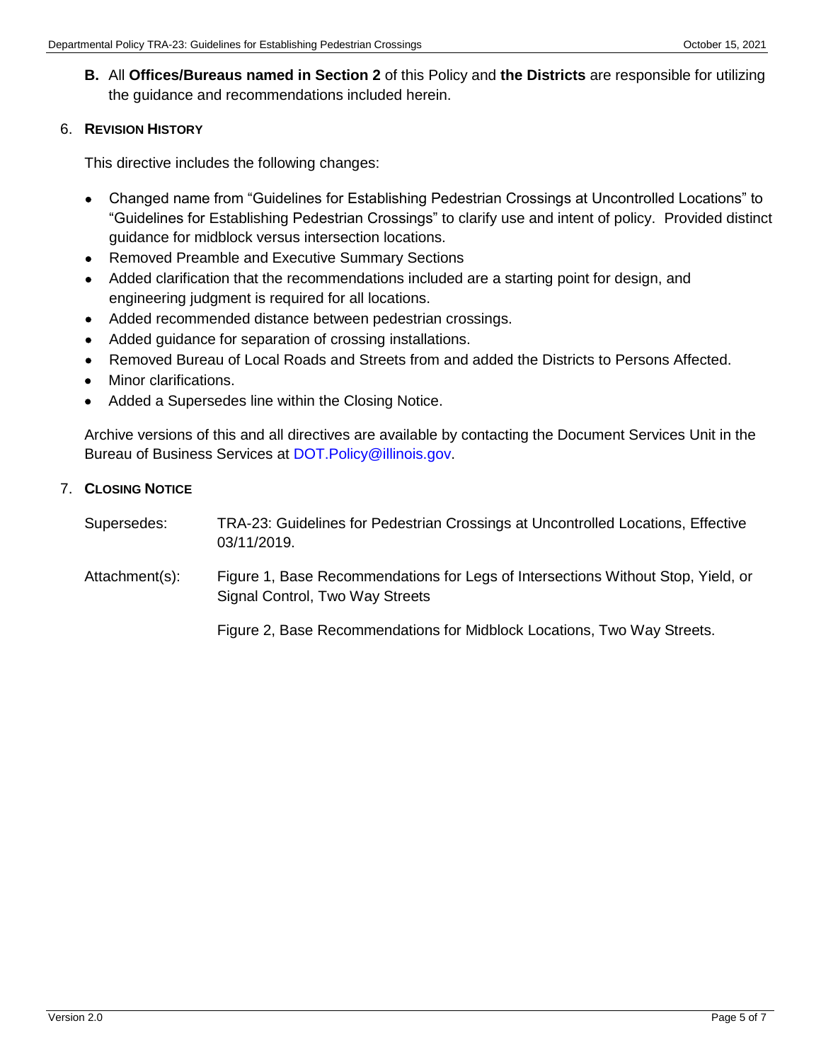**B.** All **Offices/Bureaus named in Section 2** of this Policy and **the Districts** are responsible for utilizing the guidance and recommendations included herein.

## 6. REVISION HISTORY

This directive includes the following changes:

- Changed name from "Guidelines for Establishing Pedestrian Crossings at Uncontrolled Locations" to "Guidelines for Establishing Pedestrian Crossings" to clarify use and intent of policy. Provided distinct guidance for midblock versus intersection locations.
- Removed Preamble and Executive Summary Sections
- Added clarification that the recommendations included are a starting point for design, and engineering judgment is required for all locations.
- Added recommended distance between pedestrian crossings.
- Added guidance for separation of crossing installations.
- Removed Bureau of Local Roads and Streets from and added the Districts to Persons Affected.
- Minor clarifications.
- Added a Supersedes line within the Closing Notice.

Archive versions of this and all directives are available by contacting the Document Services Unit in the Bureau of Business Services at DOT.Policy@illinois.gov.

## 7. CLOSING NOTICE

Supersedes: TRA-23: Guidelines for Pedestrian Crossings at Uncontrolled Locations, Effective 03/11/2019.

Attachment(s): Figure 1, Base Recommendations for Legs of Intersections Without Stop, Yield, or Signal Control, Two Way Streets

Figure 2, Base Recommendations for Midblock Locations, Two Way Streets.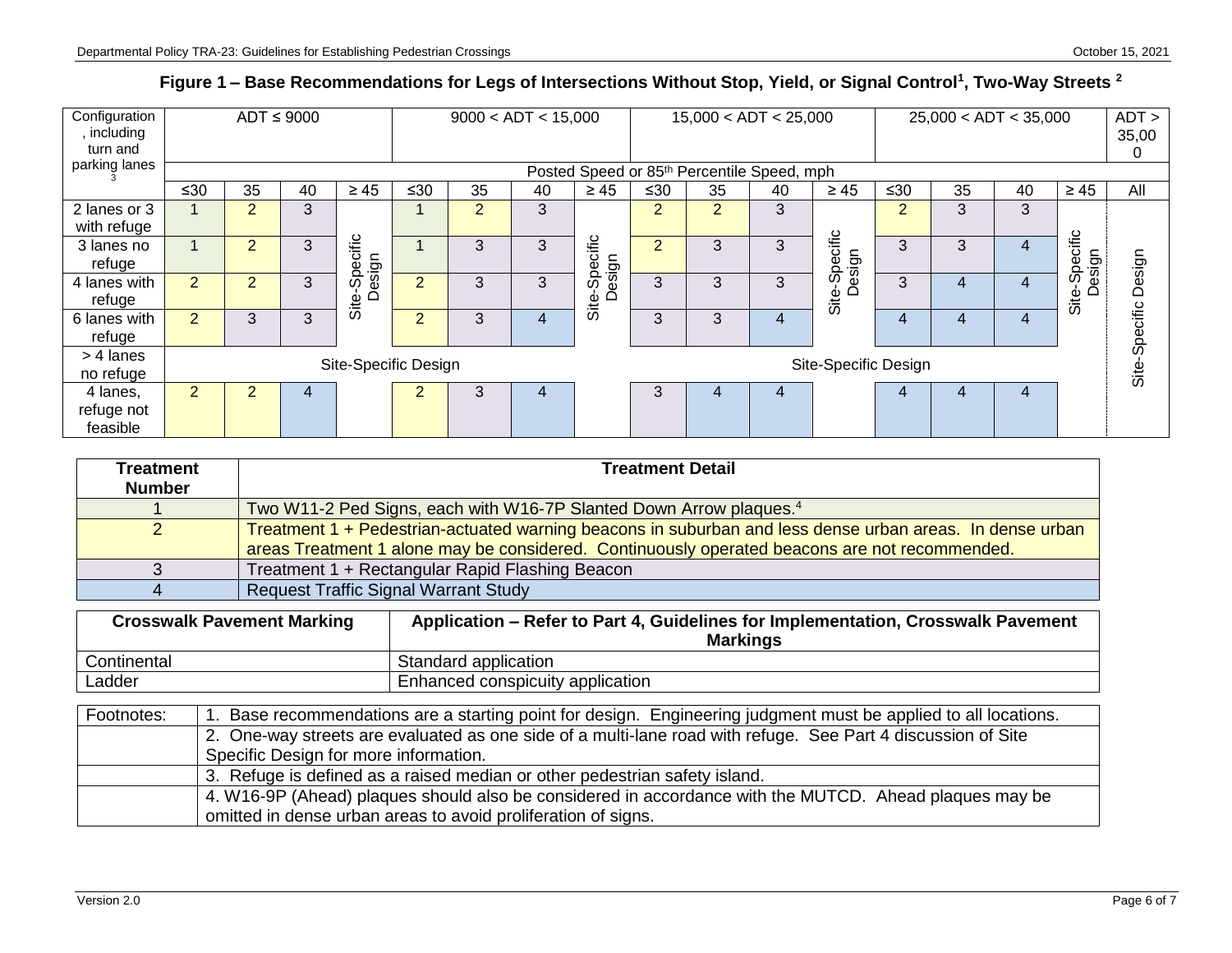## Figure 1 – Base Recommendations for Legs of Intersections Without Stop, Yield, or Signal Control[1], Two-Way Streets [2]

| Configuration, including turn and parking lanes [3] | ADT ≤ 9000 | | | | 9000 < ADT < 15,000 | | | | 15,000 < ADT < 25,000 | | | | 25,000 < ADT < 35,000 | | | | ADT > 35,000 |
|---|---|---|---|---|---|---|---|---|---|---|---|---|---|---|---|---|---|
| | Posted Speed or 85th Percentile Speed, mph | | | | | | | | | | | | | | | | |
| | ≤30 | 35 | 40 | ≥ 45 | ≤30 | 35 | 40 | ≥ 45 | ≤30 | 35 | 40 | ≥ 45 | ≤30 | 35 | 40 | ≥ 45 | All |
| 2 lanes or 3 with refuge | 1 | 2 | 3 | Site-Specific Design | 1 | 2 | 3 | Site-Specific Design | 2 | 2 | 3 | Site-Specific Design | 2 | 3 | 3 | Site-Specific Design | Site-Specific Design |
| 3 lanes no refuge | 1 | 2 | 3 | Site-Specific Design | 1 | 3 | 3 | Site-Specific Design | 2 | 3 | 3 | Site-Specific Design | 3 | 3 | 4 | Site-Specific Design | Site-Specific Design |
| 4 lanes with refuge | 2 | 2 | 3 | Site-Specific Design | 2 | 3 | 3 | Site-Specific Design | 3 | 3 | 3 | Site-Specific Design | 3 | 4 | 4 | Site-Specific Design | Site-Specific Design |
| 6 lanes with refuge | 2 | 3 | 3 | Site-Specific Design | 2 | 3 | 4 | Site-Specific Design | 3 | 3 | 4 | Site-Specific Design | 4 | 4 | 4 | Site-Specific Design | Site-Specific Design |
| > 4 lanes no refuge | Site-Specific Design | | | | | | | | Site-Specific Design | | | | | | | | Site-Specific Design |
| 4 lanes, refuge not feasible | 2 | 2 | 4 | | 2 | 3 | 4 | | 3 | 4 | 4 | | 4 | 4 | 4 | | Site-Specific Design |

| Treatment Number | Treatment Detail |
|---|---|
| 1 | Two W11-2 Ped Signs, each with W16-7P Slanted Down Arrow plaques.[4] |
| 2 | Treatment 1 + Pedestrian-actuated warning beacons in suburban and less dense urban areas. In dense urban areas Treatment 1 alone may be considered. Continuously operated beacons are not recommended. |
| 3 | Treatment 1 + Rectangular Rapid Flashing Beacon |
| 4 | Request Traffic Signal Warrant Study |

| Crosswalk Pavement Marking | Application – Refer to Part 4, Guidelines for Implementation, Crosswalk Pavement Markings |
|---|---|
| Continental | Standard application |
| Ladder | Enhanced conspicuity application |

| Footnotes: | |
|---|---|
| | 1. Base recommendations are a starting point for design. Engineering judgment must be applied to all locations. |
| | 2. One-way streets are evaluated as one side of a multi-lane road with refuge. See Part 4 discussion of Site Specific Design for more information. |
| | 3. Refuge is defined as a raised median or other pedestrian safety island. |
| | 4. W16-9P (Ahead) plaques should also be considered in accordance with the MUTCD. Ahead plaques may be omitted in dense urban areas to avoid proliferation of signs. |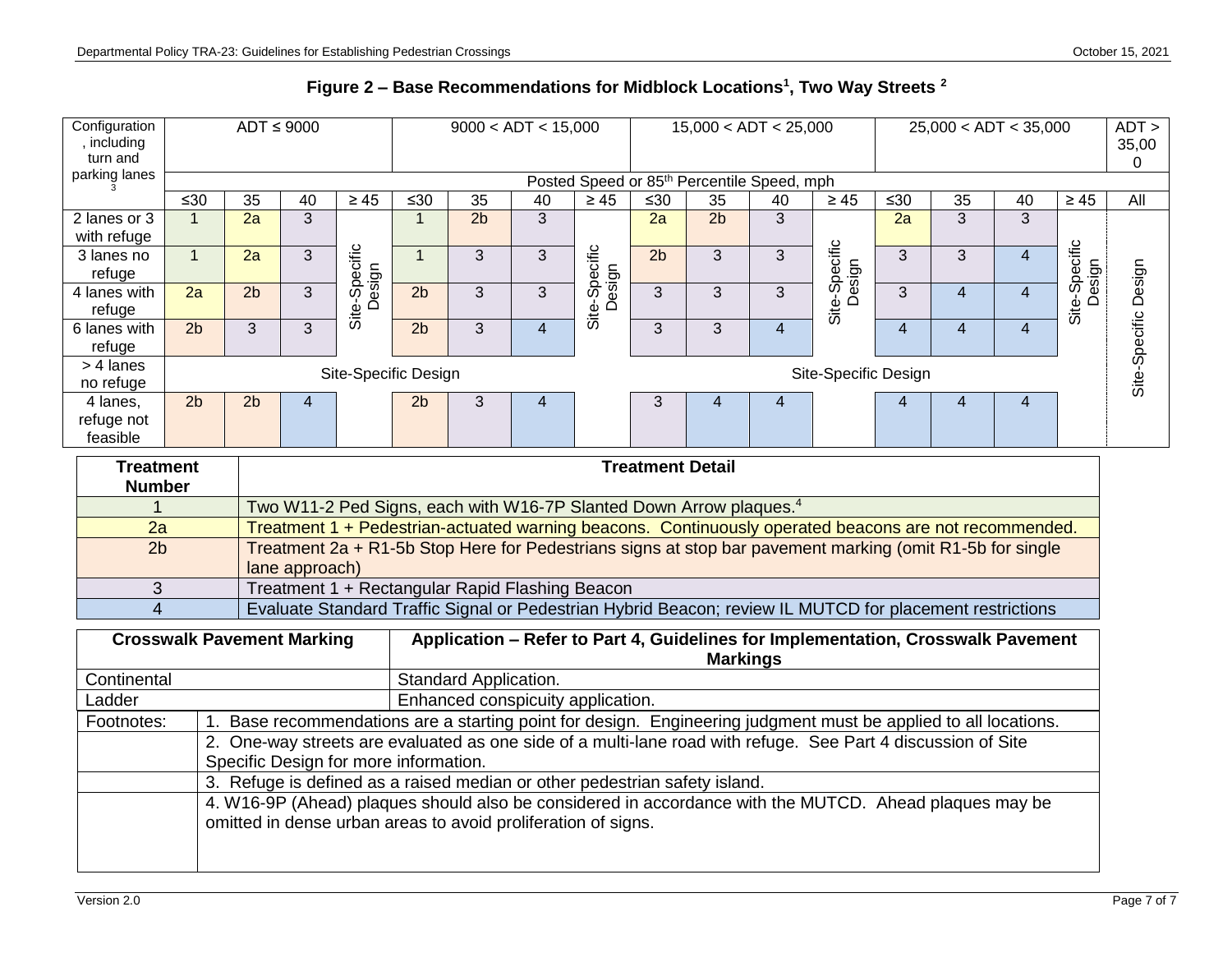### Figure 2 – Base Recommendations for Midblock Locations[1], Two Way Streets [2]

| Configuration, including turn and parking lanes [3] | ADT ≤ 9000 | | | | 9000 < ADT < 15,000 | | | | 15,000 < ADT < 25,000 | | | | 25,000 < ADT < 35,000 | | | | ADT > 35,000 |
|---|---|---|---|---|---|---|---|---|---|---|---|---|---|---|---|---|---|
| | Posted Speed or 85th Percentile Speed, mph | | | | | | | | | | | | | | | | |
| | ≤30 | 35 | 40 | ≥ 45 | ≤30 | 35 | 40 | ≥ 45 | ≤30 | 35 | 40 | ≥ 45 | ≤30 | 35 | 40 | ≥ 45 | All |
| 2 lanes or 3 with refuge | 1 | 2a | 3 | Site-Specific Design | 1 | 2b | 3 | Site-Specific Design | 2a | 2b | 3 | Site-Specific Design | 2a | 3 | 3 | Site-Specific Design | Site-Specific Design |
| 3 lanes no refuge | 1 | 2a | 3 | | 1 | 3 | 3 | | 2b | 3 | 3 | | 3 | 3 | 4 | | |
| 4 lanes with refuge | 2a | 2b | 3 | | 2b | 3 | 3 | | 3 | 3 | 3 | | 3 | 4 | 4 | | |
| 6 lanes with refuge | 2b | 3 | 3 | | 2b | 3 | 4 | | 3 | 3 | 4 | | 4 | 4 | 4 | | |
| > 4 lanes no refuge | Site-Specific Design | | | | | | | | Site-Specific Design | | | | | | | | |
| 4 lanes, refuge not feasible | 2b | 2b | 4 | | 2b | 3 | 4 | | 3 | 4 | 4 | | 4 | 4 | 4 | | |

| Treatment Number | Treatment Detail |
|---|---|
| 1 | Two W11-2 Ped Signs, each with W16-7P Slanted Down Arrow plaques.[4] |
| 2a | Treatment 1 + Pedestrian-actuated warning beacons. Continuously operated beacons are not recommended. |
| 2b | Treatment 2a + R1-5b Stop Here for Pedestrians signs at stop bar pavement marking (omit R1-5b for single lane approach) |
| 3 | Treatment 1 + Rectangular Rapid Flashing Beacon |
| 4 | Evaluate Standard Traffic Signal or Pedestrian Hybrid Beacon; review IL MUTCD for placement restrictions |

| Crosswalk Pavement Marking | Application – Refer to Part 4, Guidelines for Implementation, Crosswalk Pavement Markings |
|---|---|
| Continental | Standard Application. |
| Ladder | Enhanced conspicuity application. |

| Footnotes: | |
|---|---|
| | 1. Base recommendations are a starting point for design. Engineering judgment must be applied to all locations. |
| | 2. One-way streets are evaluated as one side of a multi-lane road with refuge. See Part 4 discussion of Site Specific Design for more information. |
| | 3. Refuge is defined as a raised median or other pedestrian safety island. |
| | 4. W16-9P (Ahead) plaques should also be considered in accordance with the MUTCD. Ahead plaques may be omitted in dense urban areas to avoid proliferation of signs. |